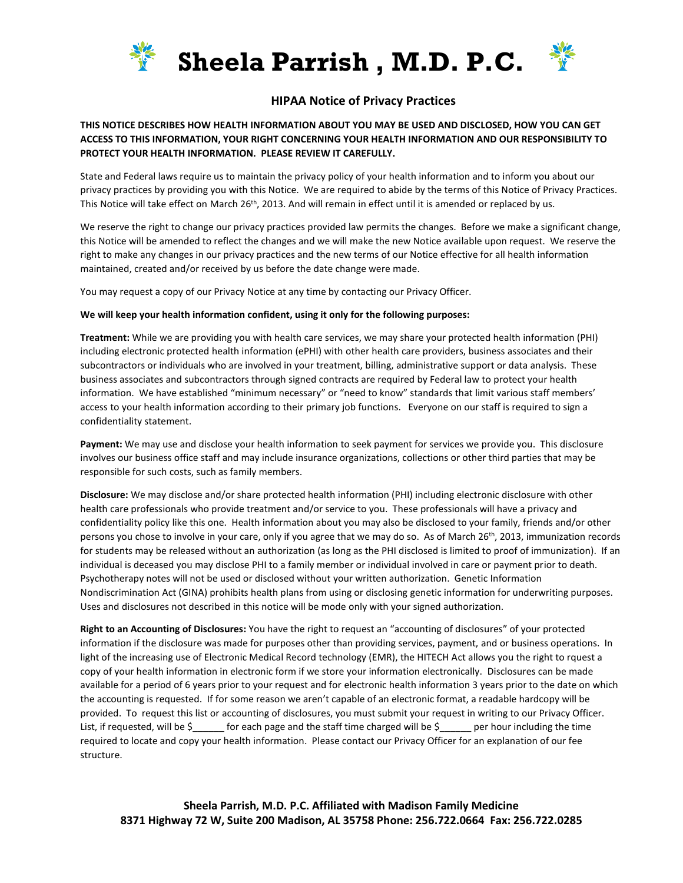# Sheela Parrish , M.D. P.C.

## HIPAA Notice of Privacy Practices

**THIS NOTICE DESCRIBES HOW HEALTH INFORMATION ABOUT YOU MAY BE USED AND DISCLOSED, HOW YOU CAN GET ACCESS TO THIS INFORMATION, YOUR RIGHT CONCERNING YOUR HEALTH INFORMATION AND OUR RESPONSIBILITY TO PROTECT YOUR HEALTH INFORMATION. PLEASE REVIEW IT CAREFULLY.**

State and Federal laws require us to maintain the privacy policy of your health information and to inform you about our privacy practices by providing you with this Notice. We are required to abide by the terms of this Notice of Privacy Practices. This Notice will take effect on March 26th, 2013. And will remain in effect until it is amended or replaced by us.

We reserve the right to change our privacy practices provided law permits the changes. Before we make a significant change, this Notice will be amended to reflect the changes and we will make the new Notice available upon request. We reserve the right to make any changes in our privacy practices and the new terms of our Notice effective for all health information maintained, created and/or received by us before the date change were made.

You may request a copy of our Privacy Notice at any time by contacting our Privacy Officer.

**We will keep your health information confident, using it only for the following purposes:**

**Treatment:** While we are providing you with health care services, we may share your protected health information (PHI) including electronic protected health information (ePHI) with other health care providers, business associates and their subcontractors or individuals who are involved in your treatment, billing, administrative support or data analysis. These business associates and subcontractors through signed contracts are required by Federal law to protect your health information. We have established "minimum necessary" or "need to know" standards that limit various staff members' access to your health information according to their primary job functions. Everyone on our staff is required to sign a confidentiality statement.

**Payment:** We may use and disclose your health information to seek payment for services we provide you. This disclosure involves our business office staff and may include insurance organizations, collections or other third parties that may be responsible for such costs, such as family members.

**Disclosure:** We may disclose and/or share protected health information (PHI) including electronic disclosure with other health care professionals who provide treatment and/or service to you. These professionals will have a privacy and confidentiality policy like this one. Health information about you may also be disclosed to your family, friends and/or other persons you chose to involve in your care, only if you agree that we may do so. As of March 26th, 2013, immunization records for students may be released without an authorization (as long as the PHI disclosed is limited to proof of immunization). If an individual is deceased you may disclose PHI to a family member or individual involved in care or payment prior to death. Psychotherapy notes will not be used or disclosed without your written authorization. Genetic Information Nondiscrimination Act (GINA) prohibits health plans from using or disclosing genetic information for underwriting purposes. Uses and disclosures not described in this notice will be mode only with your signed authorization.

**Right to an Accounting of Disclosures:** You have the right to request an "accounting of disclosures" of your protected information if the disclosure was made for purposes other than providing services, payment, and or business operations. In light of the increasing use of Electronic Medical Record technology (EMR), the HITECH Act allows you the right to rquest a copy of your health information in electronic form if we store your information electronically. Disclosures can be made available for a period of 6 years prior to your request and for electronic health information 3 years prior to the date on which the accounting is requested. If for some reason we aren't capable of an electronic format, a readable hardcopy will be provided. To request this list or accounting of disclosures, you must submit your request in writing to our Privacy Officer. List, if requested, will be $______ for each page and the staff time charged will be $______ per hour including the time required to locate and copy your health information. Please contact our Privacy Officer for an explanation of our fee structure.

**Sheela Parrish, M.D. P.C. Affiliated with Madison Family Medicine**
**8371 Highway 72 W, Suite 200 Madison, AL 35758 Phone: 256.722.0664 Fax: 256.722.0285**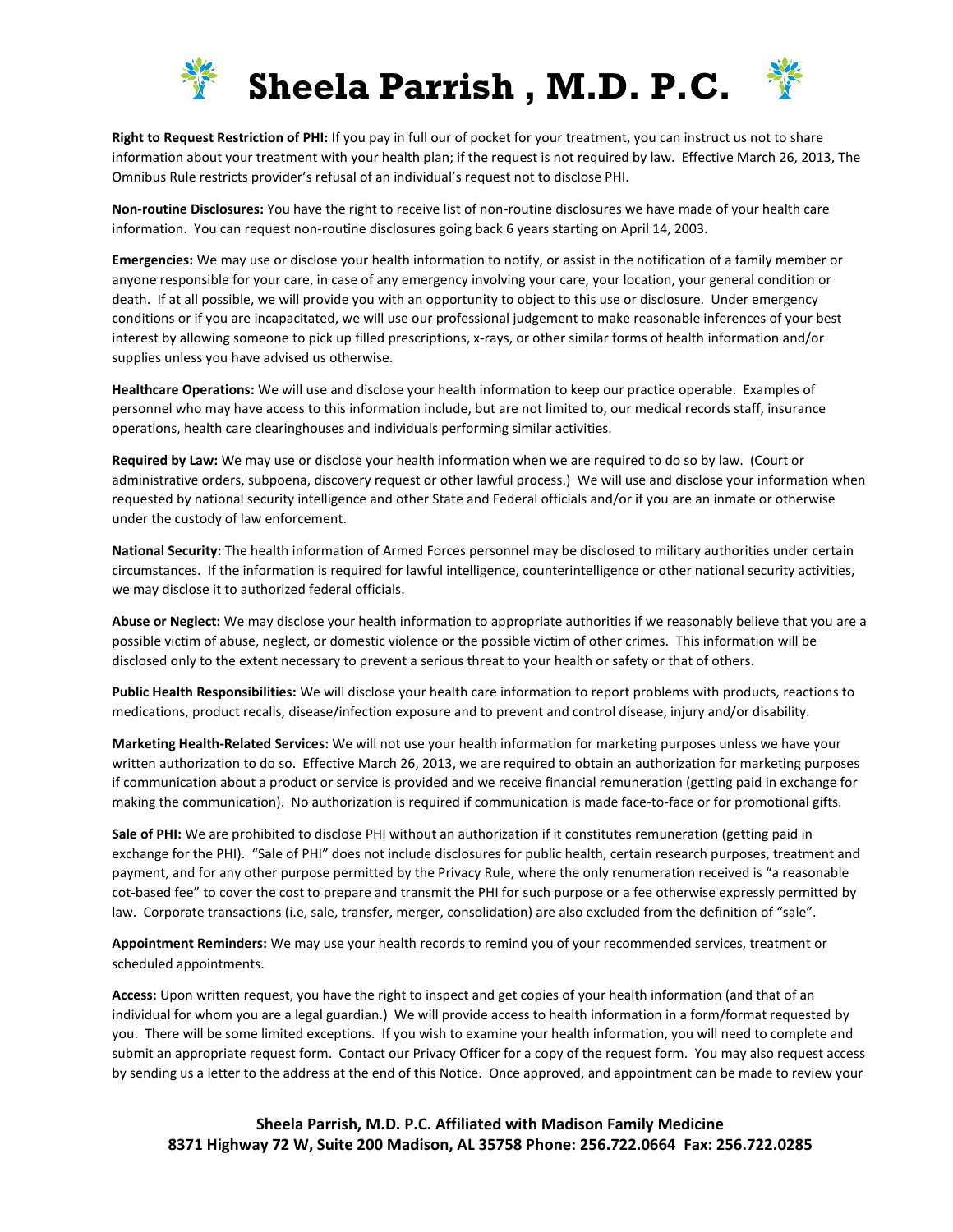**Right to Request Restriction of PHI:** If you pay in full our of pocket for your treatment, you can instruct us not to share information about your treatment with your health plan; if the request is not required by law. Effective March 26, 2013, The Omnibus Rule restricts provider's refusal of an individual's request not to disclose PHI.

**Non-routine Disclosures:** You have the right to receive list of non-routine disclosures we have made of your health care information. You can request non-routine disclosures going back 6 years starting on April 14, 2003.

**Emergencies:** We may use or disclose your health information to notify, or assist in the notification of a family member or anyone responsible for your care, in case of any emergency involving your care, your location, your general condition or death. If at all possible, we will provide you with an opportunity to object to this use or disclosure. Under emergency conditions or if you are incapacitated, we will use our professional judgement to make reasonable inferences of your best interest by allowing someone to pick up filled prescriptions, x-rays, or other similar forms of health information and/or supplies unless you have advised us otherwise.

**Healthcare Operations:** We will use and disclose your health information to keep our practice operable. Examples of personnel who may have access to this information include, but are not limited to, our medical records staff, insurance operations, health care clearinghouses and individuals performing similar activities.

**Required by Law:** We may use or disclose your health information when we are required to do so by law. (Court or administrative orders, subpoena, discovery request or other lawful process.) We will use and disclose your information when requested by national security intelligence and other State and Federal officials and/or if you are an inmate or otherwise under the custody of law enforcement.

**National Security:** The health information of Armed Forces personnel may be disclosed to military authorities under certain circumstances. If the information is required for lawful intelligence, counterintelligence or other national security activities, we may disclose it to authorized federal officials.

**Abuse or Neglect:** We may disclose your health information to appropriate authorities if we reasonably believe that you are a possible victim of abuse, neglect, or domestic violence or the possible victim of other crimes. This information will be disclosed only to the extent necessary to prevent a serious threat to your health or safety or that of others.

**Public Health Responsibilities:** We will disclose your health care information to report problems with products, reactions to medications, product recalls, disease/infection exposure and to prevent and control disease, injury and/or disability.

**Marketing Health-Related Services:** We will not use your health information for marketing purposes unless we have your written authorization to do so. Effective March 26, 2013, we are required to obtain an authorization for marketing purposes if communication about a product or service is provided and we receive financial remuneration (getting paid in exchange for making the communication). No authorization is required if communication is made face-to-face or for promotional gifts.

**Sale of PHI:** We are prohibited to disclose PHI without an authorization if it constitutes remuneration (getting paid in exchange for the PHI). "Sale of PHI" does not include disclosures for public health, certain research purposes, treatment and payment, and for any other purpose permitted by the Privacy Rule, where the only renumeration received is "a reasonable cot-based fee" to cover the cost to prepare and transmit the PHI for such purpose or a fee otherwise expressly permitted by law. Corporate transactions (i.e, sale, transfer, merger, consolidation) are also excluded from the definition of "sale".

**Appointment Reminders:** We may use your health records to remind you of your recommended services, treatment or scheduled appointments.

**Access:** Upon written request, you have the right to inspect and get copies of your health information (and that of an individual for whom you are a legal guardian.) We will provide access to health information in a form/format requested by you. There will be some limited exceptions. If you wish to examine your health information, you will need to complete and submit an appropriate request form. Contact our Privacy Officer for a copy of the request form. You may also request access by sending us a letter to the address at the end of this Notice. Once approved, and appointment can be made to review your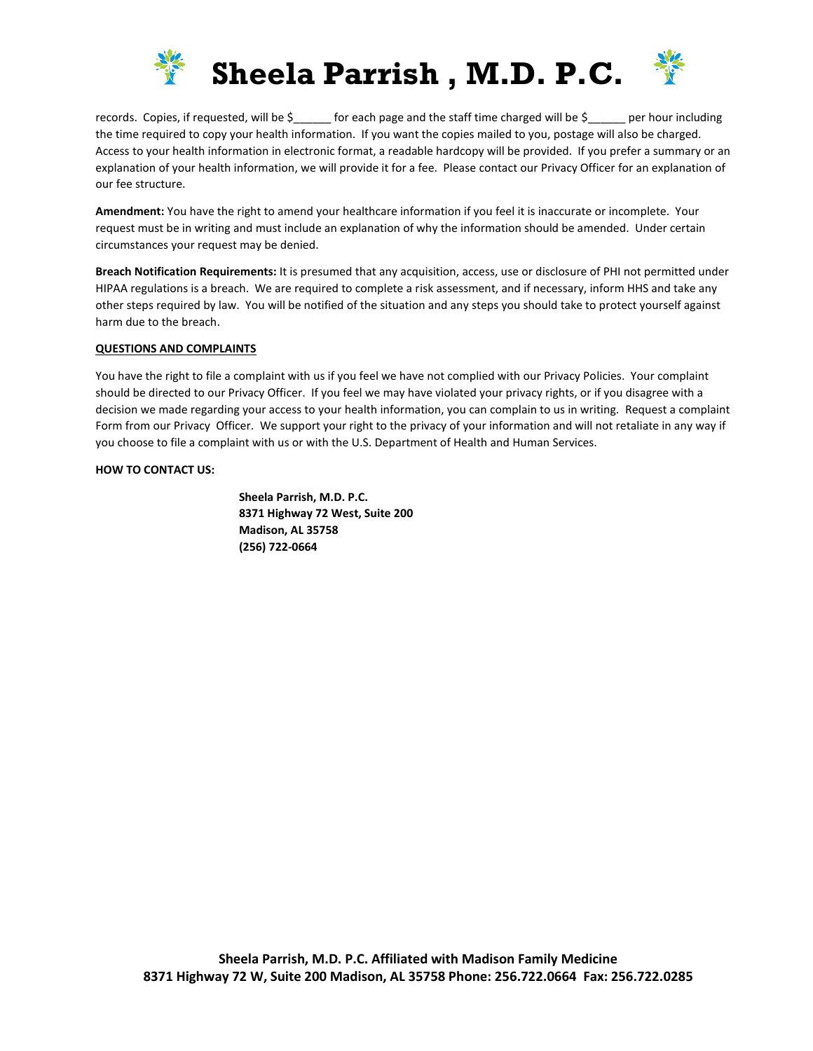records. Copies, if requested, will be $______ for each page and the staff time charged will be $______ per hour including the time required to copy your health information. If you want the copies mailed to you, postage will also be charged. Access to your health information in electronic format, a readable hardcopy will be provided. If you prefer a summary or an explanation of your health information, we will provide it for a fee. Please contact our Privacy Officer for an explanation of our fee structure.

**Amendment:** You have the right to amend your healthcare information if you feel it is inaccurate or incomplete. Your request must be in writing and must include an explanation of why the information should be amended. Under certain circumstances your request may be denied.

**Breach Notification Requirements:** It is presumed that any acquisition, access, use or disclosure of PHI not permitted under HIPAA regulations is a breach. We are required to complete a risk assessment, and if necessary, inform HHS and take any other steps required by law. You will be notified of the situation and any steps you should take to protect yourself against harm due to the breach.

**QUESTIONS AND COMPLAINTS**

You have the right to file a complaint with us if you feel we have not complied with our Privacy Policies. Your complaint should be directed to our Privacy Officer. If you feel we may have violated your privacy rights, or if you disagree with a decision we made regarding your access to your health information, you can complain to us in writing. Request a complaint Form from our Privacy Officer. We support your right to the privacy of your information and will not retaliate in any way if you choose to file a complaint with us or with the U.S. Department of Health and Human Services.

**HOW TO CONTACT US:**

**Sheela Parrish, M.D. P.C.**
**8371 Highway 72 West, Suite 200**
**Madison, AL 35758**
**(256) 722-0664**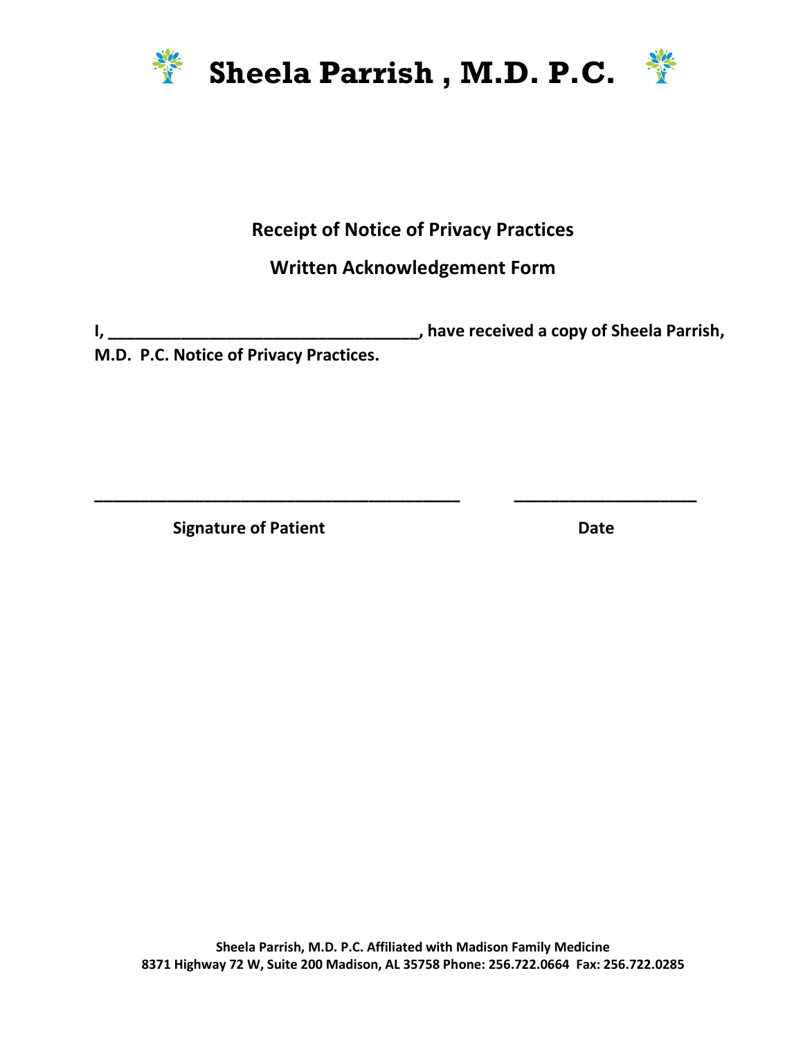# Sheela Parrish , M.D. P.C.

## Receipt of Notice of Privacy Practices

## Written Acknowledgement Form

**I, ___________________________________, have received a copy of Sheela Parrish, M.D. P.C. Notice of Privacy Practices.**

__________________________________________ ____________________

**Signature of Patient** **Date**

**Sheela Parrish, M.D. P.C. Affiliated with Madison Family Medicine**
**8371 Highway 72 W, Suite 200 Madison, AL 35758 Phone: 256.722.0664 Fax: 256.722.0285**